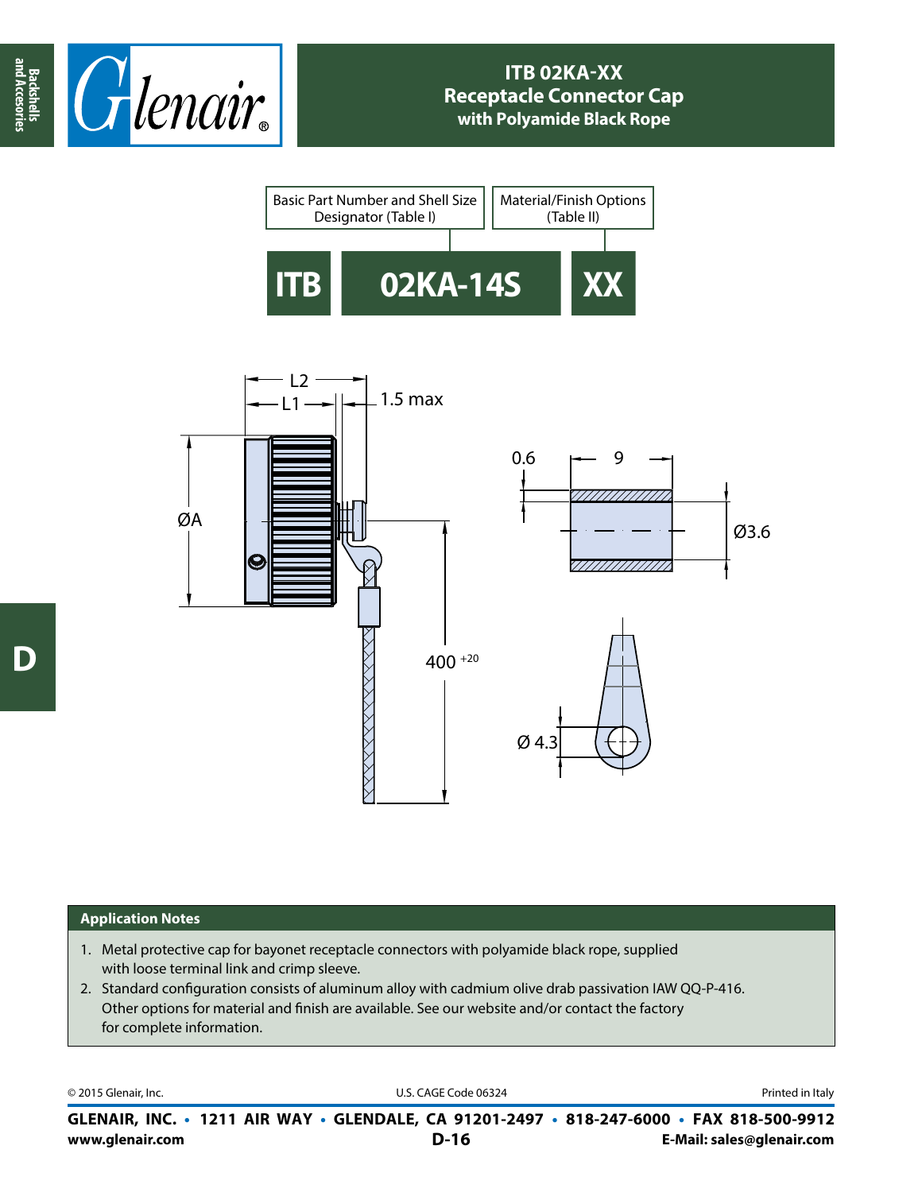# ITB 02KA-XX Receptacle Connector Cap with Polyamide Black Rope

| Basic Part Number and Shell Size Designator (Table I) | Material/Finish Options (Table II) |
|---|---|

**ITB** | **02KA-14S** | **XX**

L2

L1

1.5 max

ØA

400 $^{+20}$

0.6

9

Ø3.6

Ø 4.3

## Application Notes

1. Metal protective cap for bayonet receptacle connectors with polyamide black rope, supplied with loose terminal link and crimp sleeve.
2. Standard configuration consists of aluminum alloy with cadmium olive drab passivation IAW QQ-P-416. Other options for material and finish are available. See our website and/or contact the factory for complete information.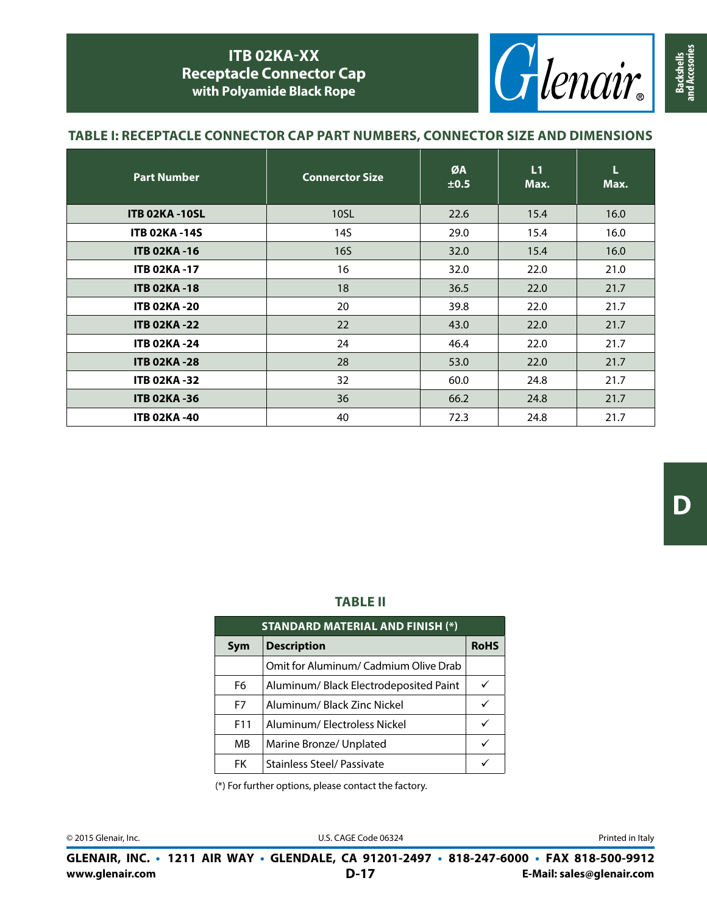# ITB 02KA-XX Receptacle Connector Cap with Polyamide Black Rope

## TABLE I: RECEPTACLE CONNECTOR CAP PART NUMBERS, CONNECTOR SIZE AND DIMENSIONS

| Part Number | Connerctor Size | ØA ±0.5 | L1 Max. | L Max. |
|---|---|---|---|---|
| **ITB 02KA -10SL** | 10SL | 22.6 | 15.4 | 16.0 |
| **ITB 02KA -14S** | 14S | 29.0 | 15.4 | 16.0 |
| **ITB 02KA -16** | 16S | 32.0 | 15.4 | 16.0 |
| **ITB 02KA -17** | 16 | 32.0 | 22.0 | 21.0 |
| **ITB 02KA -18** | 18 | 36.5 | 22.0 | 21.7 |
| **ITB 02KA -20** | 20 | 39.8 | 22.0 | 21.7 |
| **ITB 02KA -22** | 22 | 43.0 | 22.0 | 21.7 |
| **ITB 02KA -24** | 24 | 46.4 | 22.0 | 21.7 |
| **ITB 02KA -28** | 28 | 53.0 | 22.0 | 21.7 |
| **ITB 02KA -32** | 32 | 60.0 | 24.8 | 21.7 |
| **ITB 02KA -36** | 36 | 66.2 | 24.8 | 21.7 |
| **ITB 02KA -40** | 40 | 72.3 | 24.8 | 21.7 |

## TABLE II

| STANDARD MATERIAL AND FINISH (*) | | |
|---|---|---|
| **Sym** | **Description** | **RoHS** |
| | Omit for Aluminum/ Cadmium Olive Drab | |
| F6 | Aluminum/ Black Electrodeposited Paint | ✓ |
| F7 | Aluminum/ Black Zinc Nickel | ✓ |
| F11 | Aluminum/ Electroless Nickel | ✓ |
| MB | Marine Bronze/ Unplated | ✓ |
| FK | Stainless Steel/ Passivate | ✓ |

(*) For further options, please contact the factory.

© 2015 Glenair, Inc. U.S. CAGE Code 06324 Printed in Italy

**GLENAIR, INC. • 1211 AIR WAY • GLENDALE, CA 91201-2497 • 818-247-6000 • FAX 818-500-9912**

**www.glenair.com** **E-Mail: sales@glenair.com**